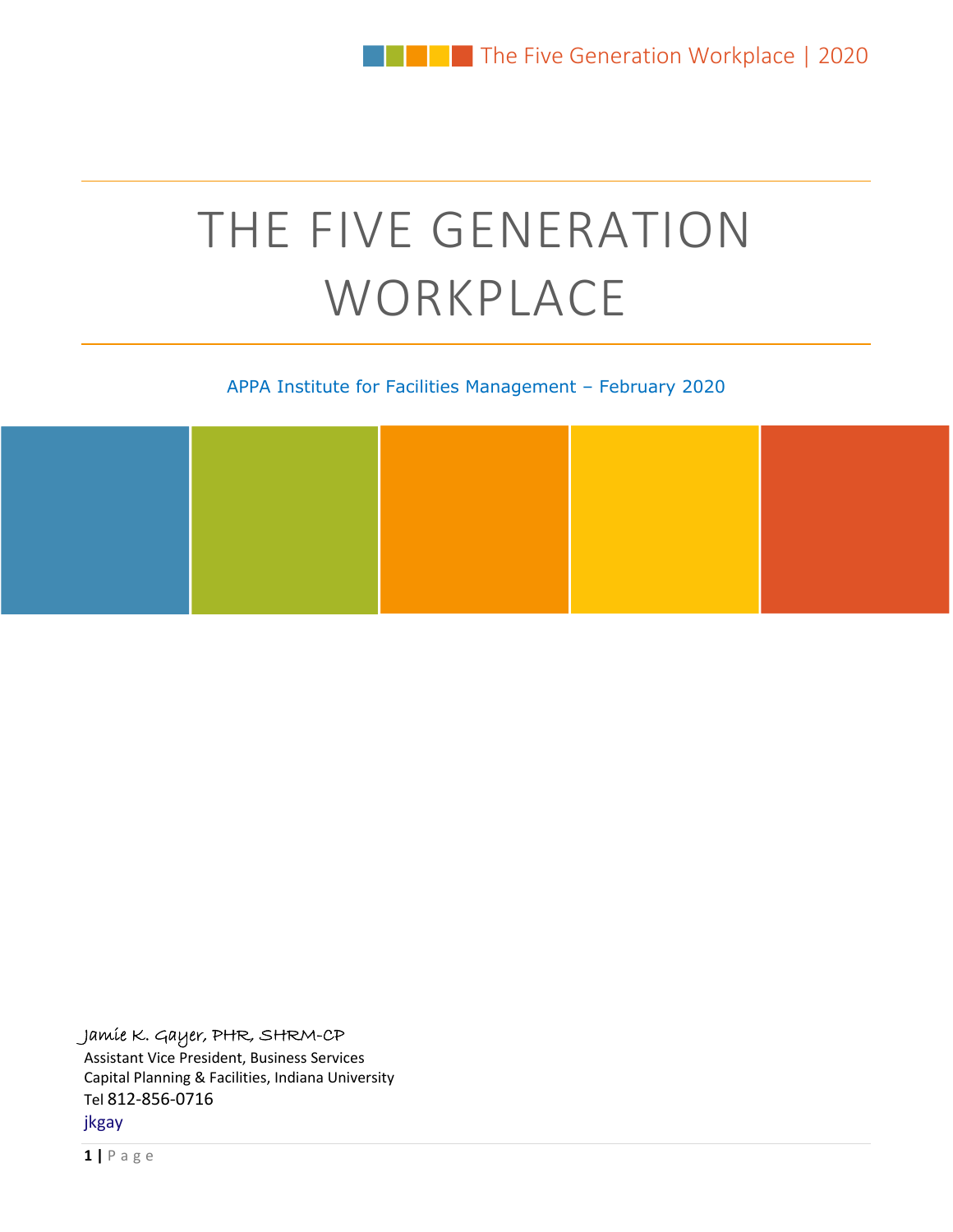# THE FIVE GENERATION WORKPLACE

APPA Institute for Facilities Management – February 2020

Jamie K. Gayer, PHR, SHRM-CP
Assistant Vice President, Business Services
Capital Planning & Facilities, Indiana University
Tel 812-856-0716
jkgay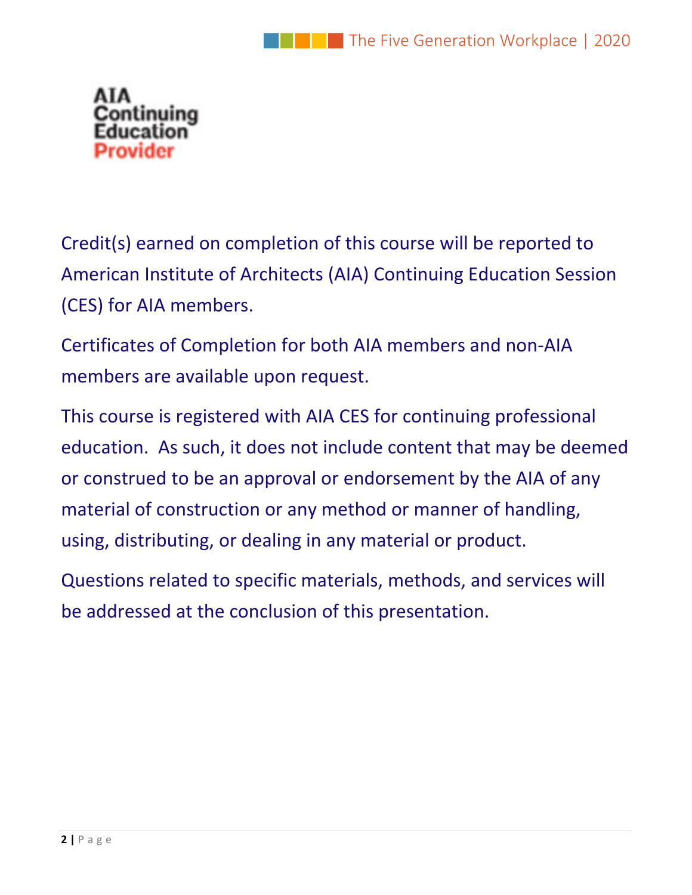AIA
Continuing
Education
Provider

Credit(s) earned on completion of this course will be reported to American Institute of Architects (AIA) Continuing Education Session (CES) for AIA members.

Certificates of Completion for both AIA members and non-AIA members are available upon request.

This course is registered with AIA CES for continuing professional education. As such, it does not include content that may be deemed or construed to be an approval or endorsement by the AIA of any material of construction or any method or manner of handling, using, distributing, or dealing in any material or product.

Questions related to specific materials, methods, and services will be addressed at the conclusion of this presentation.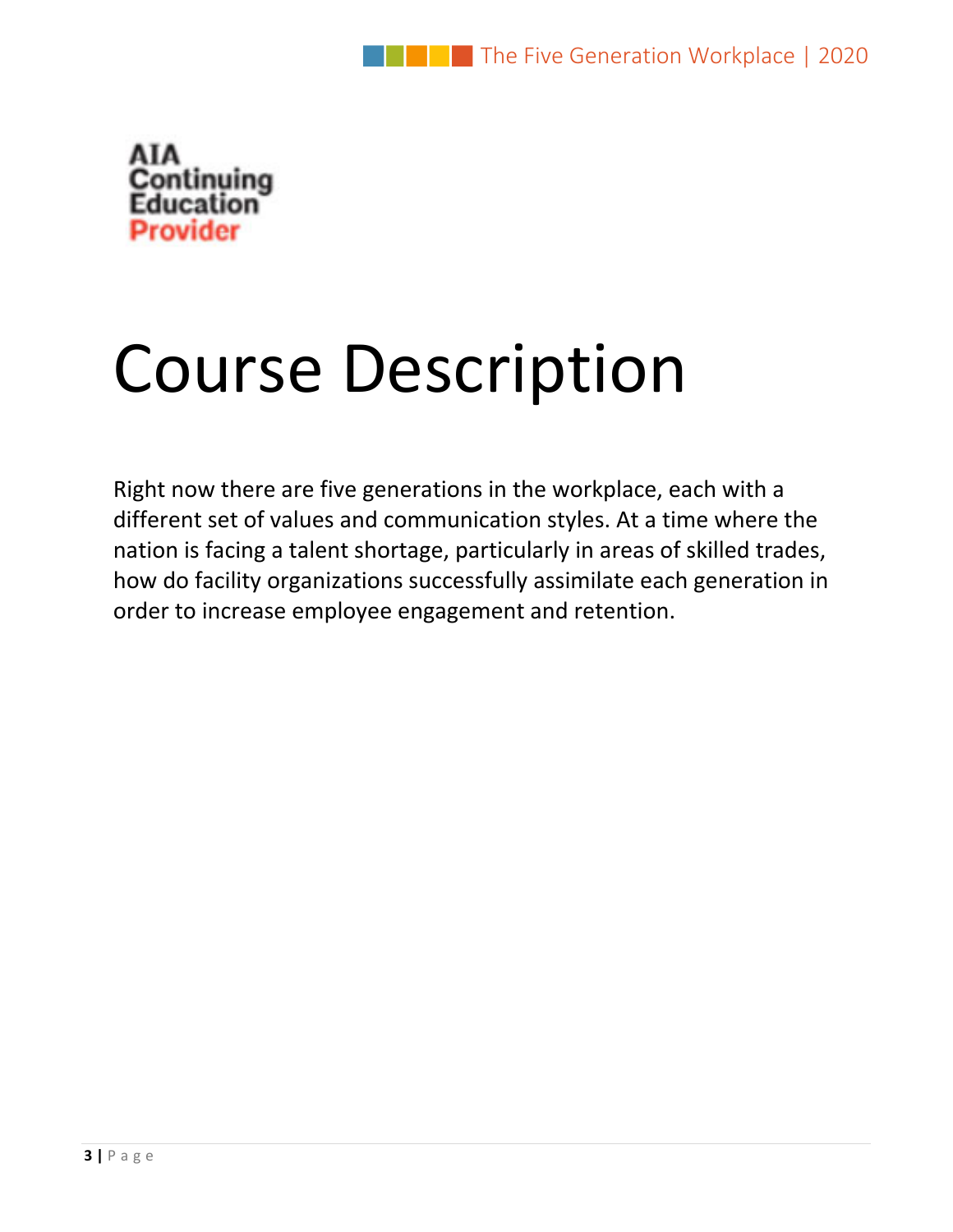AIA
Continuing
Education
Provider

# Course Description

Right now there are five generations in the workplace, each with a different set of values and communication styles. At a time where the nation is facing a talent shortage, particularly in areas of skilled trades, how do facility organizations successfully assimilate each generation in order to increase employee engagement and retention.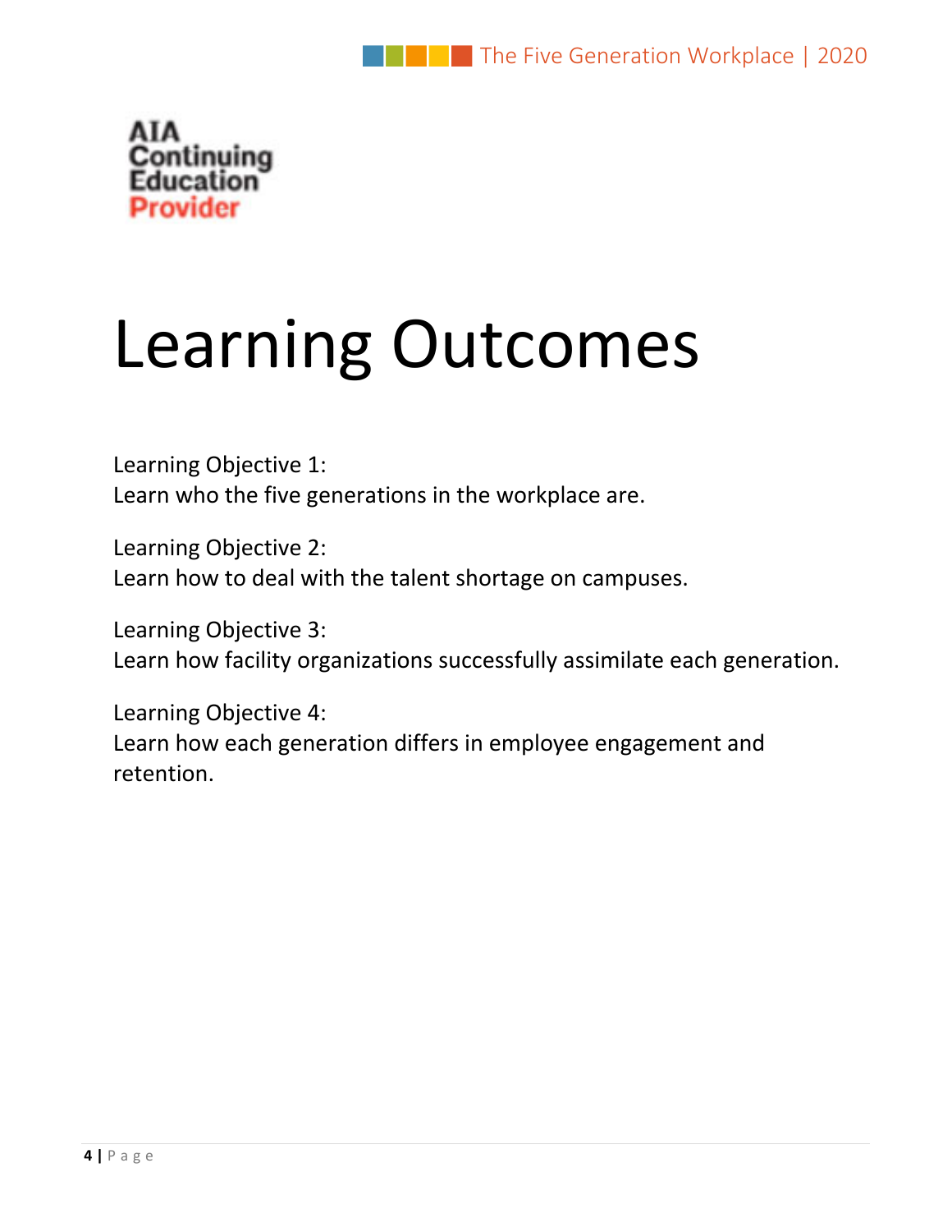AIA Continuing Education Provider

# Learning Outcomes

Learning Objective 1:
Learn who the five generations in the workplace are.

Learning Objective 2:
Learn how to deal with the talent shortage on campuses.

Learning Objective 3:
Learn how facility organizations successfully assimilate each generation.

Learning Objective 4:
Learn how each generation differs in employee engagement and retention.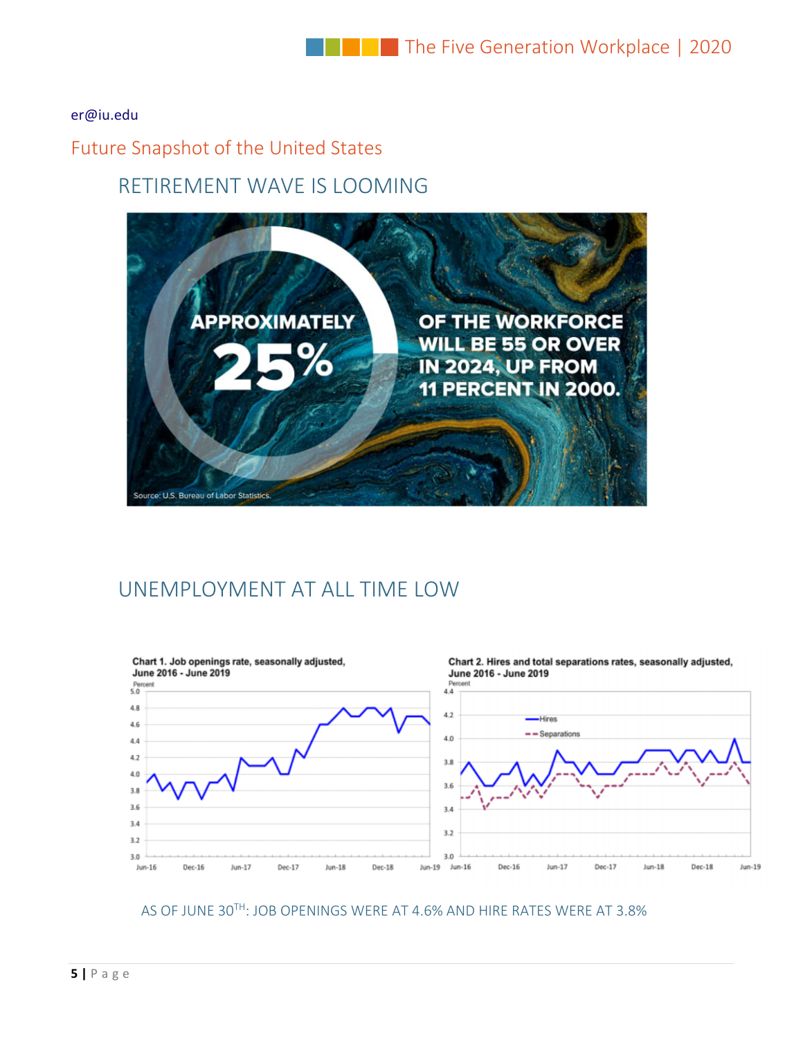er@iu.edu

## Future Snapshot of the United States

### RETIREMENT WAVE IS LOOMING

APPROXIMATELY 25% OF THE WORKFORCE WILL BE 55 OR OVER IN 2024, UP FROM 11 PERCENT IN 2000.

Source: U.S. Bureau of Labor Statistics.

### UNEMPLOYMENT AT ALL TIME LOW

Chart 1. Job openings rate, seasonally adjusted, June 2016 - June 2019

Chart 2. Hires and total separations rates, seasonally adjusted, June 2016 - June 2019

AS OF JUNE 30TH: JOB OPENINGS WERE AT 4.6% AND HIRE RATES WERE AT 3.8%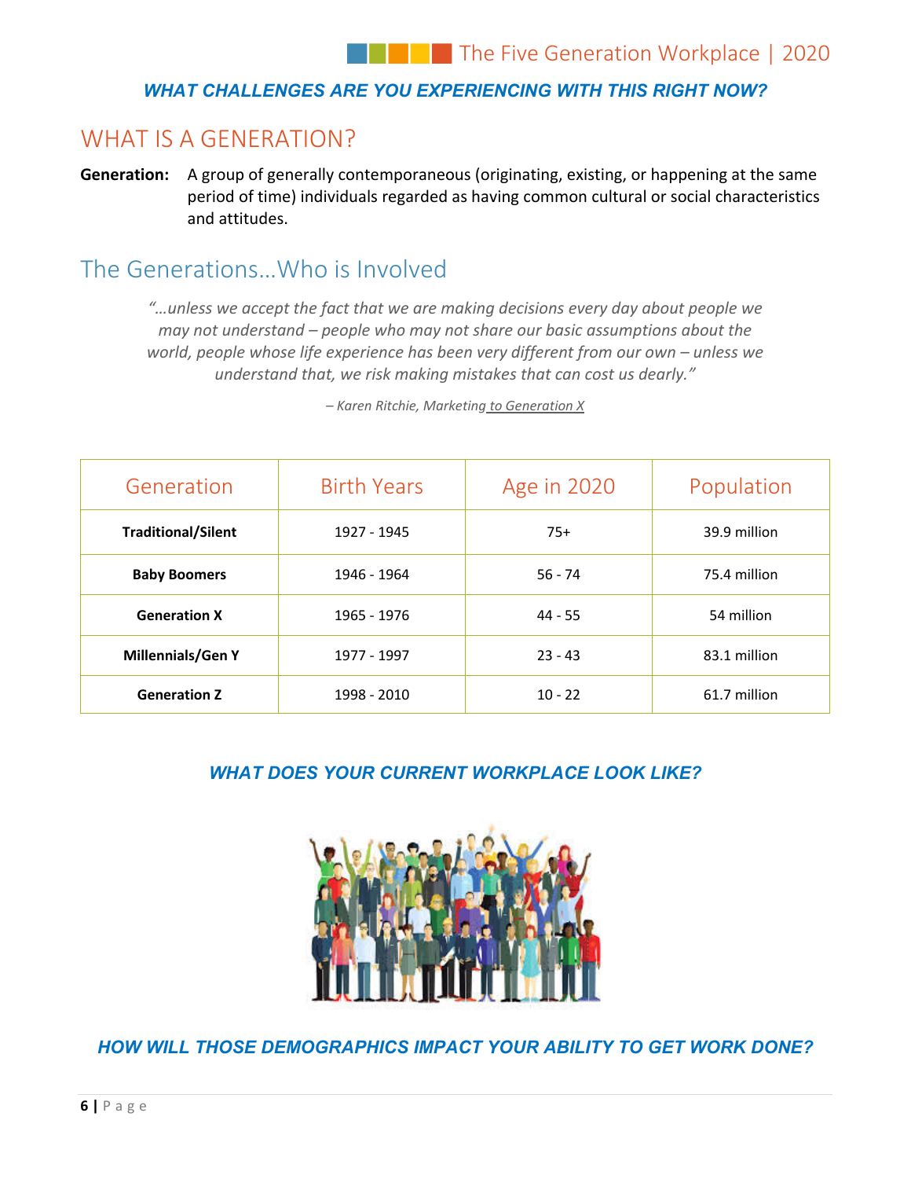***WHAT CHALLENGES ARE YOU EXPERIENCING WITH THIS RIGHT NOW?***

# WHAT IS A GENERATION?

**Generation:** A group of generally contemporaneous (originating, existing, or happening at the same period of time) individuals regarded as having common cultural or social characteristics and attitudes.

## The Generations…Who is Involved

*"…unless we accept the fact that we are making decisions every day about people we may not understand – people who may not share our basic assumptions about the world, people whose life experience has been very different from our own – unless we understand that, we risk making mistakes that can cost us dearly."*

*– Karen Ritchie, Marketing to Generation X*

| Generation | Birth Years | Age in 2020 | Population |
|---|---|---|---|
| **Traditional/Silent** | 1927 - 1945 | 75+ | 39.9 million |
| **Baby Boomers** | 1946 - 1964 | 56 - 74 | 75.4 million |
| **Generation X** | 1965 - 1976 | 44 - 55 | 54 million |
| **Millennials/Gen Y** | 1977 - 1997 | 23 - 43 | 83.1 million |
| **Generation Z** | 1998 - 2010 | 10 - 22 | 61.7 million |

***WHAT DOES YOUR CURRENT WORKPLACE LOOK LIKE?***

***HOW WILL THOSE DEMOGRAPHICS IMPACT YOUR ABILITY TO GET WORK DONE?***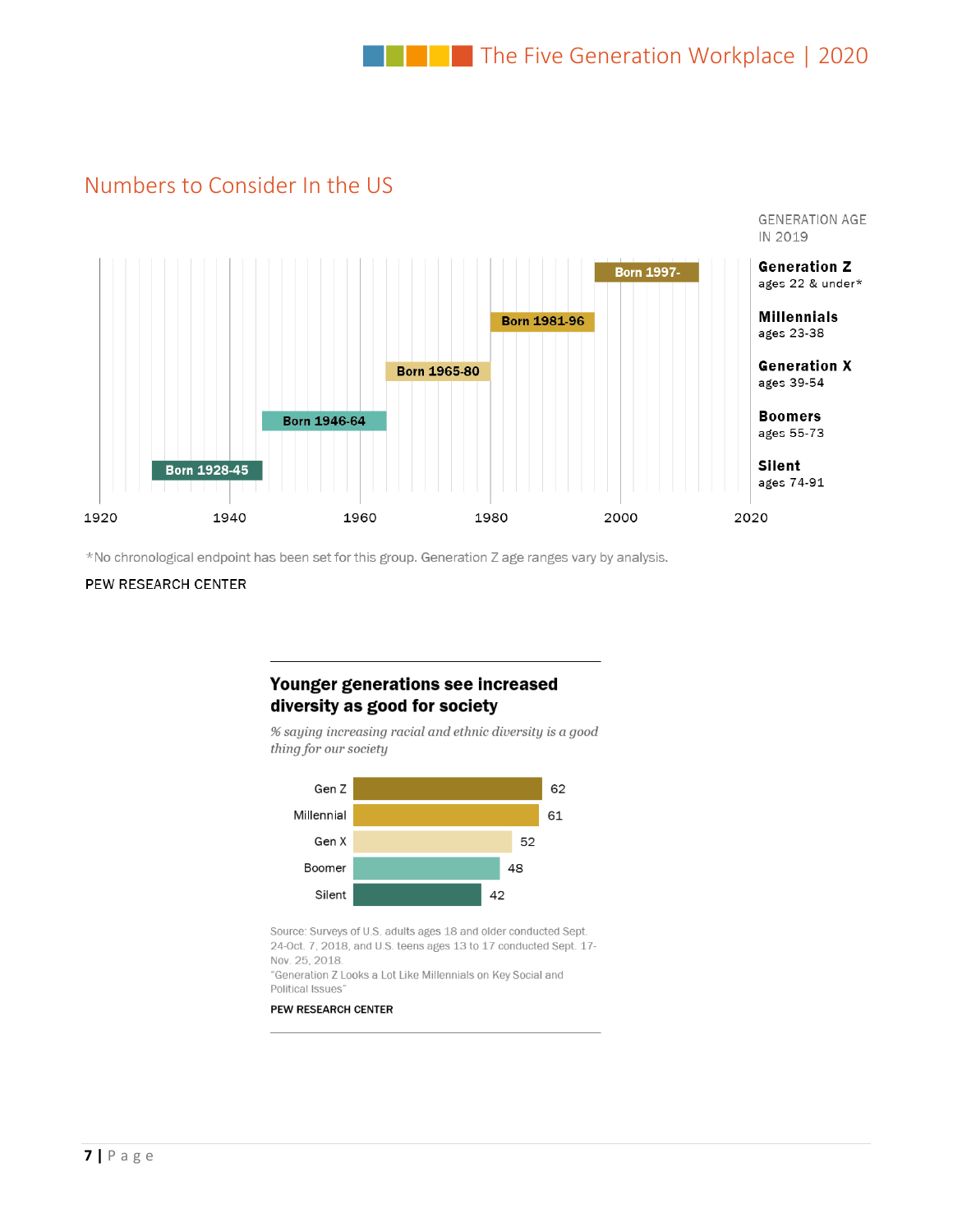## Numbers to Consider In the US

GENERATION AGE IN 2019

| Birth years | Generation | Ages in 2019 |
|---|---|---|
| Born 1997- | Generation Z | ages 22 & under* |
| Born 1981-96 | Millennials | ages 23-38 |
| Born 1965-80 | Generation X | ages 39-54 |
| Born 1946-64 | Boomers | ages 55-73 |
| Born 1928-45 | Silent | ages 74-91 |

1920 1940 1960 1980 2000 2020

*No chronological endpoint has been set for this group. Generation Z age ranges vary by analysis.

PEW RESEARCH CENTER

**Younger generations see increased diversity as good for society**

*% saying increasing racial and ethnic diversity is a good thing for our society*

| Generation | % |
|---|---|
| Gen Z | 62 |
| Millennial | 61 |
| Gen X | 52 |
| Boomer | 48 |
| Silent | 42 |

Source: Surveys of U.S. adults ages 18 and older conducted Sept. 24-Oct. 7, 2018, and U.S. teens ages 13 to 17 conducted Sept. 17-Nov. 25, 2018.
"Generation Z Looks a Lot Like Millennials on Key Social and Political Issues"

PEW RESEARCH CENTER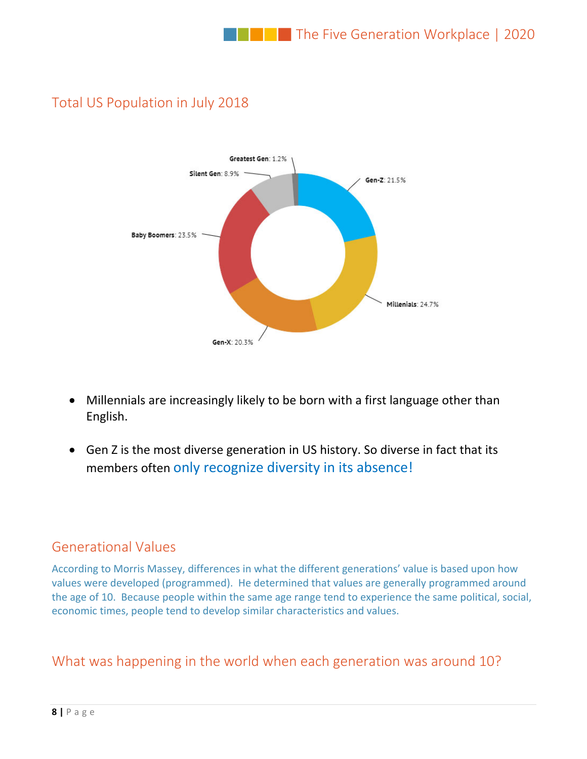## Total US Population in July 2018

Greatest Gen: 1.2%
Silent Gen: 8.9%
Gen-Z: 21.5%
Baby Boomers: 23.5%
Millenials: 24.7%
Gen-X: 20.3%

- Millennials are increasingly likely to be born with a first language other than English.
- Gen Z is the most diverse generation in US history. So diverse in fact that its members often only recognize diversity in its absence!

## Generational Values

According to Morris Massey, differences in what the different generations' value is based upon how values were developed (programmed). He determined that values are generally programmed around the age of 10. Because people within the same age range tend to experience the same political, social, economic times, people tend to develop similar characteristics and values.

## What was happening in the world when each generation was around 10?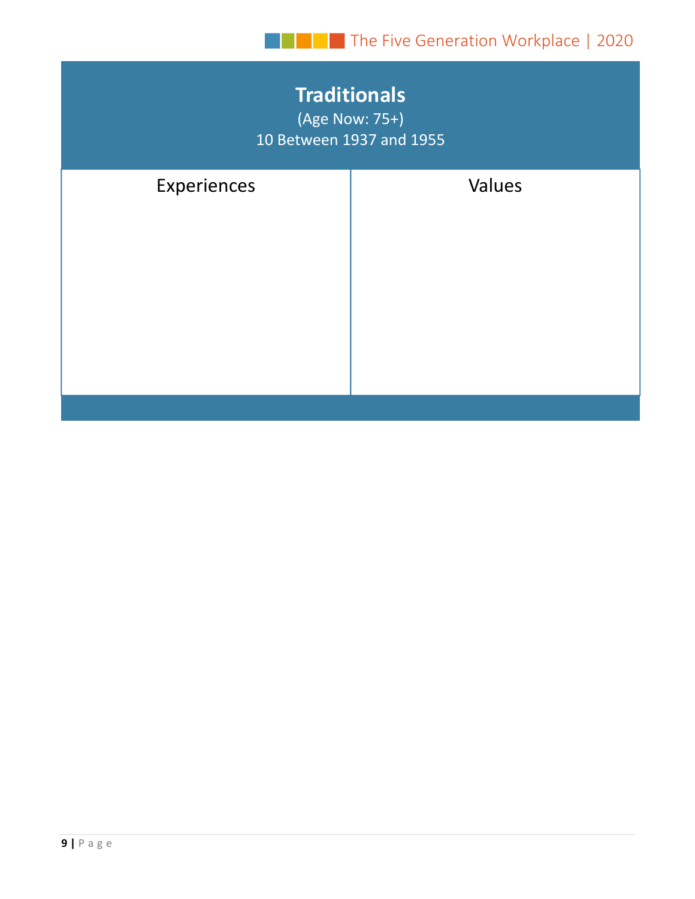## Traditionals

(Age Now: 75+)

10 Between 1937 and 1955

| Experiences | Values |
| --- | --- |
| | |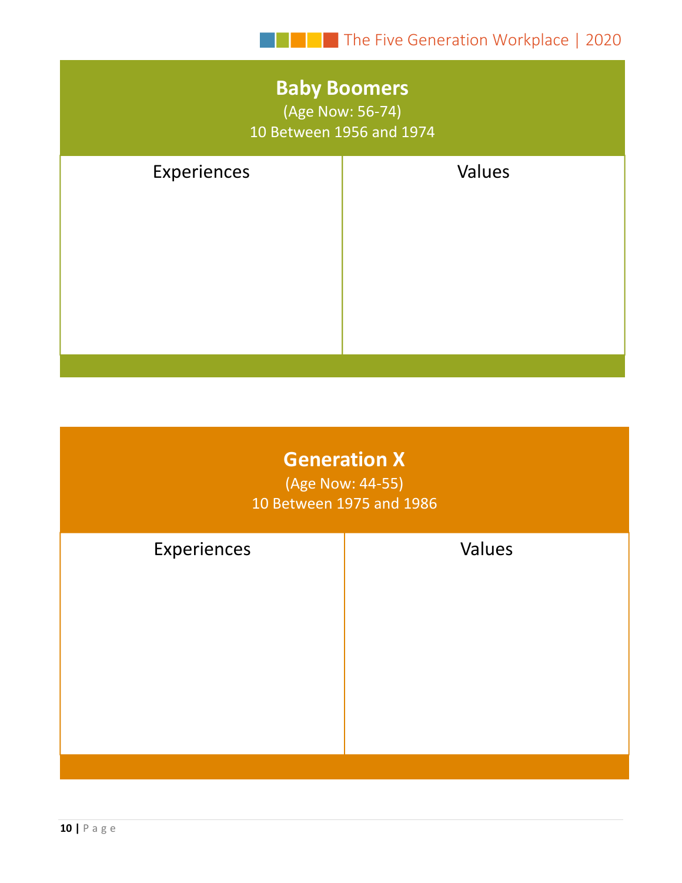## Baby Boomers

(Age Now: 56-74)

10 Between 1956 and 1974

| Experiences | Values |
|---|---|
| | |

## Generation X

(Age Now: 44-55)

10 Between 1975 and 1986

| Experiences | Values |
|---|---|
| | |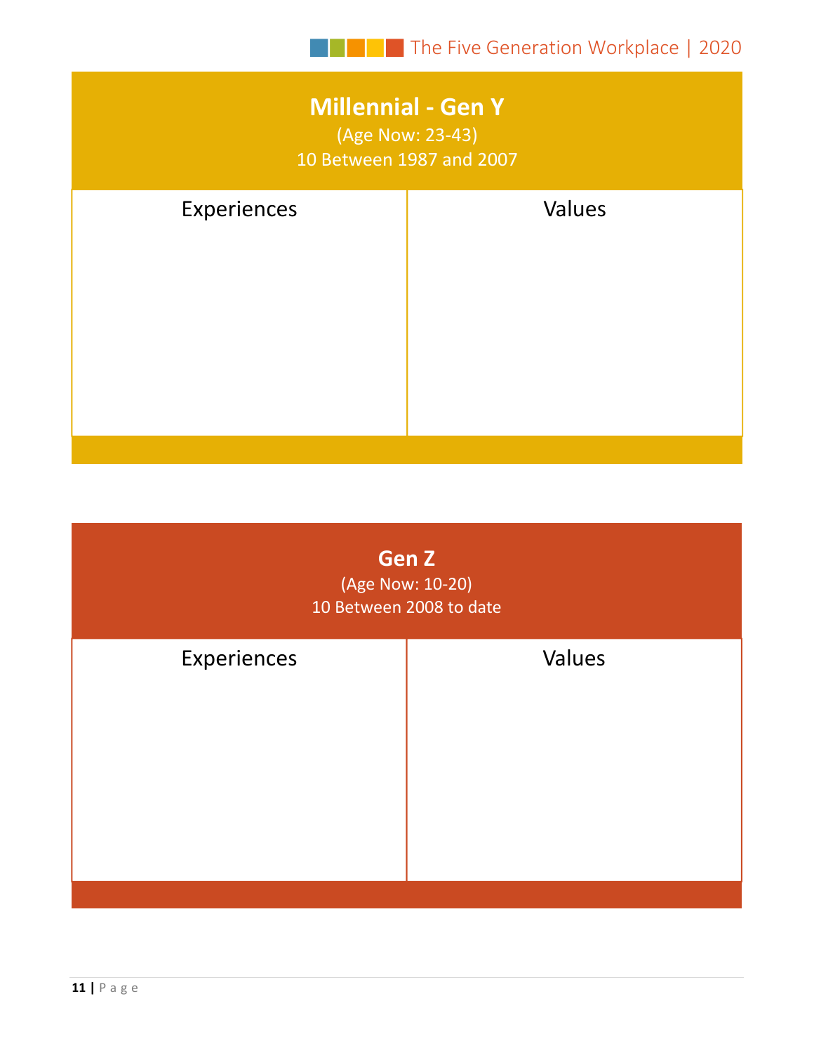## Millennial - Gen Y

(Age Now: 23-43)

10 Between 1987 and 2007

| Experiences | Values |
| --- | --- |
| | |

## Gen Z

(Age Now: 10-20)

10 Between 2008 to date

| Experiences | Values |
| --- | --- |
| | |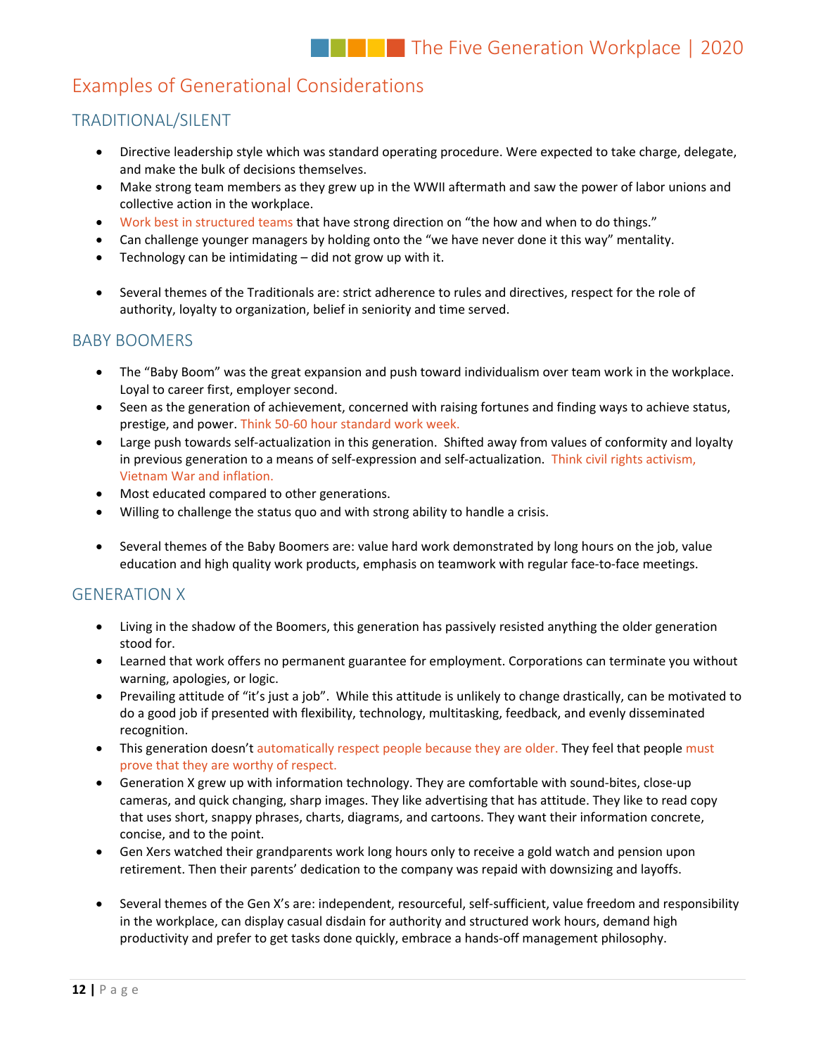## Examples of Generational Considerations

### TRADITIONAL/SILENT

- Directive leadership style which was standard operating procedure. Were expected to take charge, delegate, and make the bulk of decisions themselves.
- Make strong team members as they grew up in the WWII aftermath and saw the power of labor unions and collective action in the workplace.
- Work best in structured teams that have strong direction on "the how and when to do things."
- Can challenge younger managers by holding onto the "we have never done it this way" mentality.
- Technology can be intimidating – did not grow up with it.

- Several themes of the Traditionals are: strict adherence to rules and directives, respect for the role of authority, loyalty to organization, belief in seniority and time served.

### BABY BOOMERS

- The "Baby Boom" was the great expansion and push toward individualism over team work in the workplace. Loyal to career first, employer second.
- Seen as the generation of achievement, concerned with raising fortunes and finding ways to achieve status, prestige, and power. Think 50-60 hour standard work week.
- Large push towards self-actualization in this generation. Shifted away from values of conformity and loyalty in previous generation to a means of self-expression and self-actualization. Think civil rights activism, Vietnam War and inflation.
- Most educated compared to other generations.
- Willing to challenge the status quo and with strong ability to handle a crisis.

- Several themes of the Baby Boomers are: value hard work demonstrated by long hours on the job, value education and high quality work products, emphasis on teamwork with regular face-to-face meetings.

### GENERATION X

- Living in the shadow of the Boomers, this generation has passively resisted anything the older generation stood for.
- Learned that work offers no permanent guarantee for employment. Corporations can terminate you without warning, apologies, or logic.
- Prevailing attitude of "it's just a job". While this attitude is unlikely to change drastically, can be motivated to do a good job if presented with flexibility, technology, multitasking, feedback, and evenly disseminated recognition.
- This generation doesn't automatically respect people because they are older. They feel that people must prove that they are worthy of respect.
- Generation X grew up with information technology. They are comfortable with sound-bites, close-up cameras, and quick changing, sharp images. They like advertising that has attitude. They like to read copy that uses short, snappy phrases, charts, diagrams, and cartoons. They want their information concrete, concise, and to the point.
- Gen Xers watched their grandparents work long hours only to receive a gold watch and pension upon retirement. Then their parents' dedication to the company was repaid with downsizing and layoffs.

- Several themes of the Gen X's are: independent, resourceful, self-sufficient, value freedom and responsibility in the workplace, can display casual disdain for authority and structured work hours, demand high productivity and prefer to get tasks done quickly, embrace a hands-off management philosophy.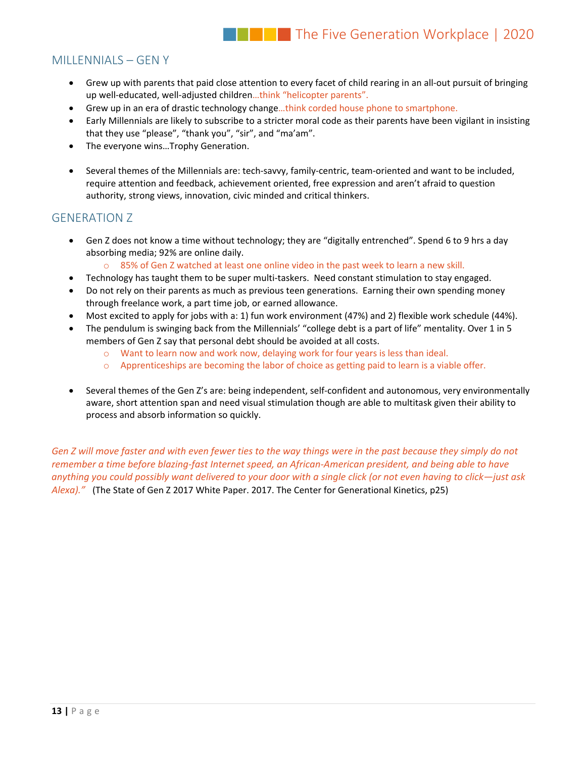## MILLENNIALS – GEN Y

- Grew up with parents that paid close attention to every facet of child rearing in an all-out pursuit of bringing up well-educated, well-adjusted children…think "helicopter parents".
- Grew up in an era of drastic technology change…think corded house phone to smartphone.
- Early Millennials are likely to subscribe to a stricter moral code as their parents have been vigilant in insisting that they use "please", "thank you", "sir", and "ma'am".
- The everyone wins…Trophy Generation.
- Several themes of the Millennials are: tech-savvy, family-centric, team-oriented and want to be included, require attention and feedback, achievement oriented, free expression and aren't afraid to question authority, strong views, innovation, civic minded and critical thinkers.

## GENERATION Z

- Gen Z does not know a time without technology; they are "digitally entrenched". Spend 6 to 9 hrs a day absorbing media; 92% are online daily.
  - 85% of Gen Z watched at least one online video in the past week to learn a new skill.
- Technology has taught them to be super multi-taskers. Need constant stimulation to stay engaged.
- Do not rely on their parents as much as previous teen generations. Earning their own spending money through freelance work, a part time job, or earned allowance.
- Most excited to apply for jobs with a: 1) fun work environment (47%) and 2) flexible work schedule (44%).
- The pendulum is swinging back from the Millennials' "college debt is a part of life" mentality. Over 1 in 5 members of Gen Z say that personal debt should be avoided at all costs.
  - Want to learn now and work now, delaying work for four years is less than ideal.
  - Apprenticeships are becoming the labor of choice as getting paid to learn is a viable offer.
- Several themes of the Gen Z's are: being independent, self-confident and autonomous, very environmentally aware, short attention span and need visual stimulation though are able to multitask given their ability to process and absorb information so quickly.

*Gen Z will move faster and with even fewer ties to the way things were in the past because they simply do not remember a time before blazing-fast Internet speed, an African-American president, and being able to have anything you could possibly want delivered to your door with a single click (or not even having to click—just ask Alexa)."* (The State of Gen Z 2017 White Paper. 2017. The Center for Generational Kinetics, p25)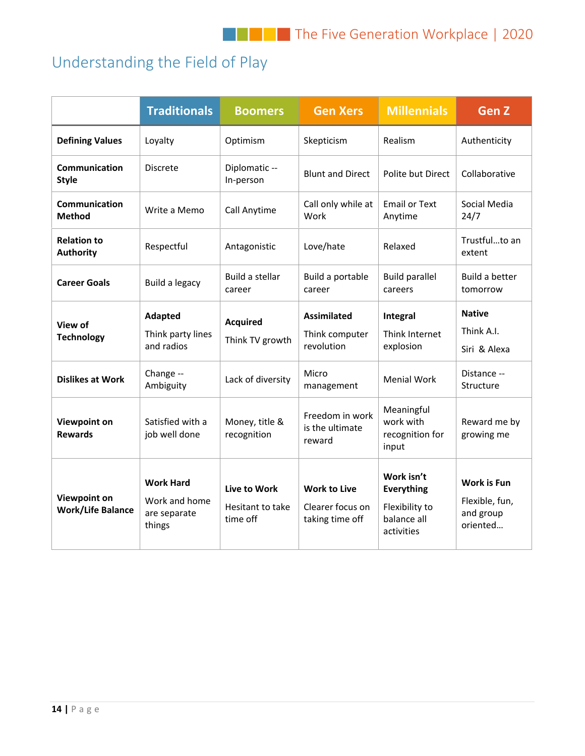## Understanding the Field of Play

| | Traditionals | Boomers | Gen Xers | Millennials | Gen Z |
|---|---|---|---|---|---|
| **Defining Values** | Loyalty | Optimism | Skepticism | Realism | Authenticity |
| **Communication Style** | Discrete | Diplomatic -- In-person | Blunt and Direct | Polite but Direct | Collaborative |
| **Communication Method** | Write a Memo | Call Anytime | Call only while at Work | Email or Text Anytime | Social Media 24/7 |
| **Relation to Authority** | Respectful | Antagonistic | Love/hate | Relaxed | Trustful…to an extent |
| **Career Goals** | Build a legacy | Build a stellar career | Build a portable career | Build parallel careers | Build a better tomorrow |
| **View of Technology** | **Adapted** Think party lines and radios | **Acquired** Think TV growth | **Assimilated** Think computer revolution | **Integral** Think Internet explosion | **Native** Think A.I. Siri & Alexa |
| **Dislikes at Work** | Change -- Ambiguity | Lack of diversity | Micro management | Menial Work | Distance -- Structure |
| **Viewpoint on Rewards** | Satisfied with a job well done | Money, title & recognition | Freedom in work is the ultimate reward | Meaningful work with recognition for input | Reward me by growing me |
| **Viewpoint on Work/Life Balance** | **Work Hard** Work and home are separate things | **Live to Work** Hesitant to take time off | **Work to Live** Clearer focus on taking time off | **Work isn't Everything** Flexibility to balance all activities | **Work is Fun** Flexible, fun, and group oriented… |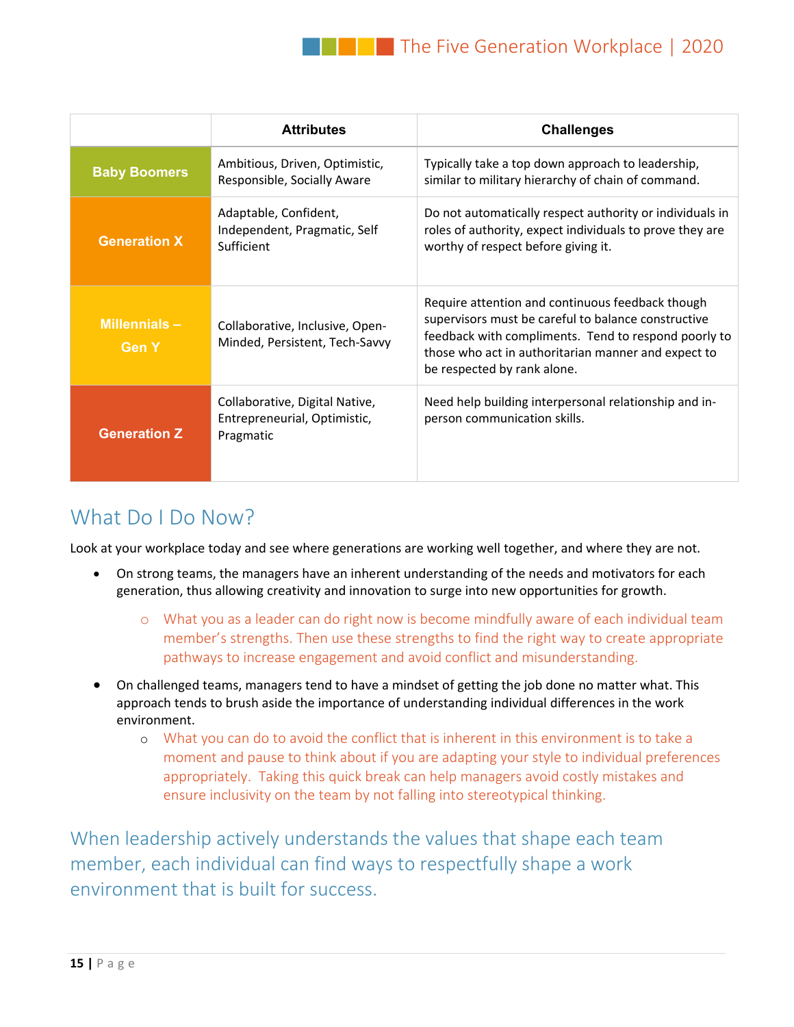|  | Attributes | Challenges |
|---|---|---|
| **Baby Boomers** | Ambitious, Driven, Optimistic, Responsible, Socially Aware | Typically take a top down approach to leadership, similar to military hierarchy of chain of command. |
| **Generation X** | Adaptable, Confident, Independent, Pragmatic, Self Sufficient | Do not automatically respect authority or individuals in roles of authority, expect individuals to prove they are worthy of respect before giving it. |
| **Millennials – Gen Y** | Collaborative, Inclusive, Open-Minded, Persistent, Tech-Savvy | Require attention and continuous feedback though supervisors must be careful to balance constructive feedback with compliments. Tend to respond poorly to those who act in authoritarian manner and expect to be respected by rank alone. |
| **Generation Z** | Collaborative, Digital Native, Entrepreneurial, Optimistic, Pragmatic | Need help building interpersonal relationship and in-person communication skills. |

## What Do I Do Now?

Look at your workplace today and see where generations are working well together, and where they are not.

- On strong teams, the managers have an inherent understanding of the needs and motivators for each generation, thus allowing creativity and innovation to surge into new opportunities for growth.
  - What you as a leader can do right now is become mindfully aware of each individual team member's strengths. Then use these strengths to find the right way to create appropriate pathways to increase engagement and avoid conflict and misunderstanding.
- On challenged teams, managers tend to have a mindset of getting the job done no matter what. This approach tends to brush aside the importance of understanding individual differences in the work environment.
  - What you can do to avoid the conflict that is inherent in this environment is to take a moment and pause to think about if you are adapting your style to individual preferences appropriately. Taking this quick break can help managers avoid costly mistakes and ensure inclusivity on the team by not falling into stereotypical thinking.

When leadership actively understands the values that shape each team member, each individual can find ways to respectfully shape a work environment that is built for success.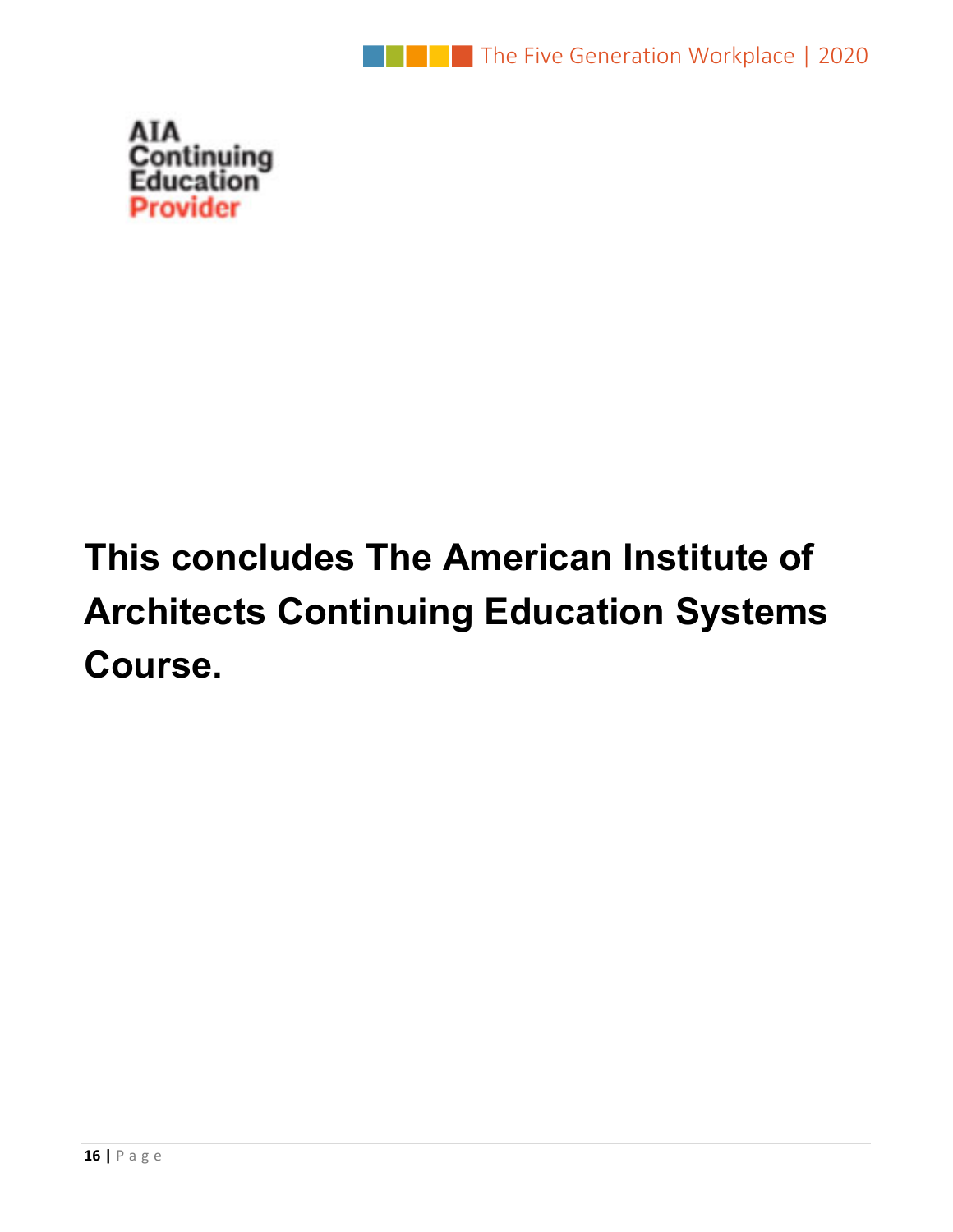AIA Continuing Education Provider

**This concludes The American Institute of Architects Continuing Education Systems Course.**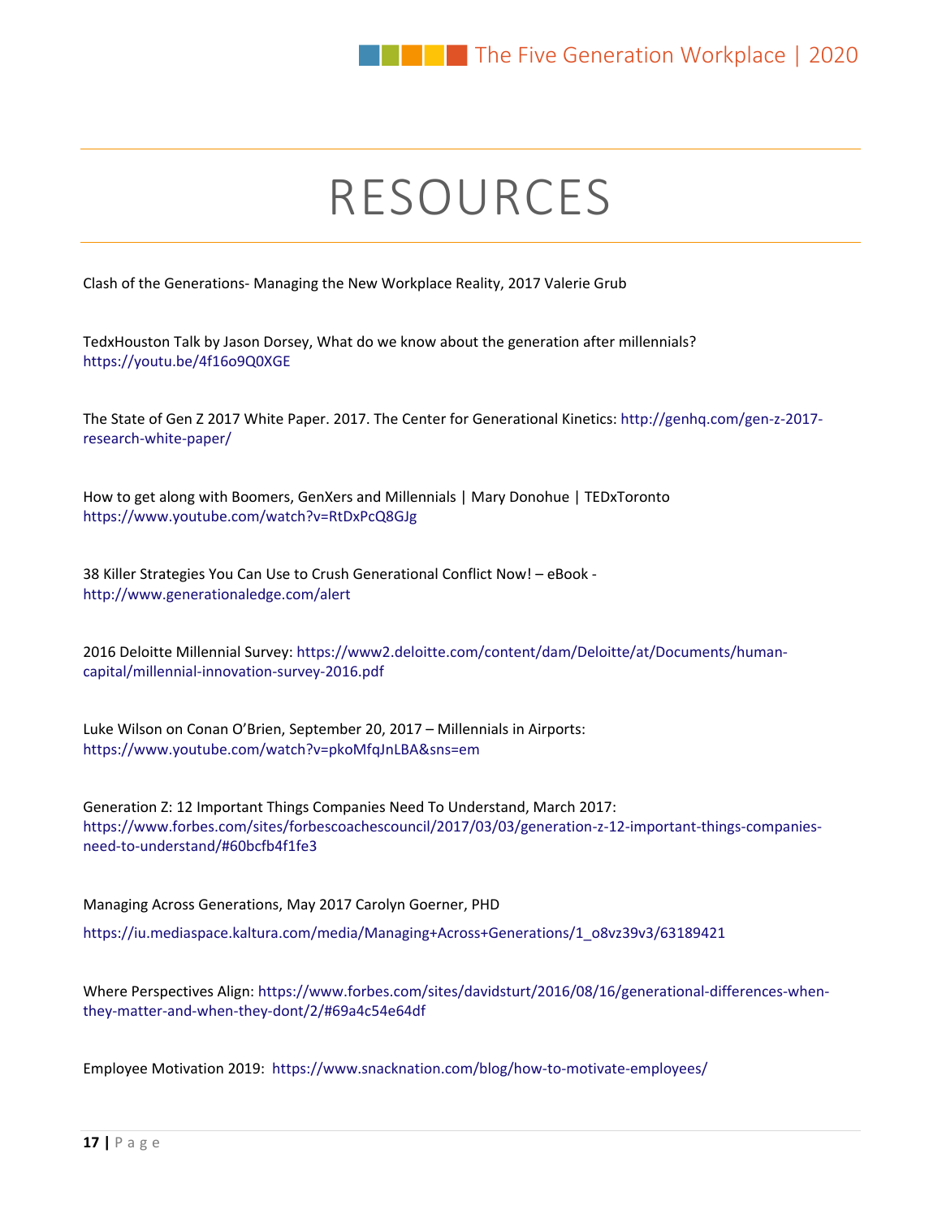# RESOURCES

Clash of the Generations- Managing the New Workplace Reality, 2017 Valerie Grub

TedxHouston Talk by Jason Dorsey, What do we know about the generation after millennials?
https://youtu.be/4f16o9Q0XGE

The State of Gen Z 2017 White Paper. 2017. The Center for Generational Kinetics: http://genhq.com/gen-z-2017-research-white-paper/

How to get along with Boomers, GenXers and Millennials | Mary Donohue | TEDxToronto
https://www.youtube.com/watch?v=RtDxPcQ8GJg

38 Killer Strategies You Can Use to Crush Generational Conflict Now! – eBook - http://www.generationaledge.com/alert

2016 Deloitte Millennial Survey: https://www2.deloitte.com/content/dam/Deloitte/at/Documents/human-capital/millennial-innovation-survey-2016.pdf

Luke Wilson on Conan O'Brien, September 20, 2017 – Millennials in Airports:
https://www.youtube.com/watch?v=pkoMfqJnLBA&sns=em

Generation Z: 12 Important Things Companies Need To Understand, March 2017:
https://www.forbes.com/sites/forbescoachescouncil/2017/03/03/generation-z-12-important-things-companies-need-to-understand/#60bcfb4f1fe3

Managing Across Generations, May 2017 Carolyn Goerner, PHD

https://iu.mediaspace.kaltura.com/media/Managing+Across+Generations/1_o8vz39v3/63189421

Where Perspectives Align: https://www.forbes.com/sites/davidsturt/2016/08/16/generational-differences-when-they-matter-and-when-they-dont/2/#69a4c54e64df

Employee Motivation 2019: https://www.snacknation.com/blog/how-to-motivate-employees/